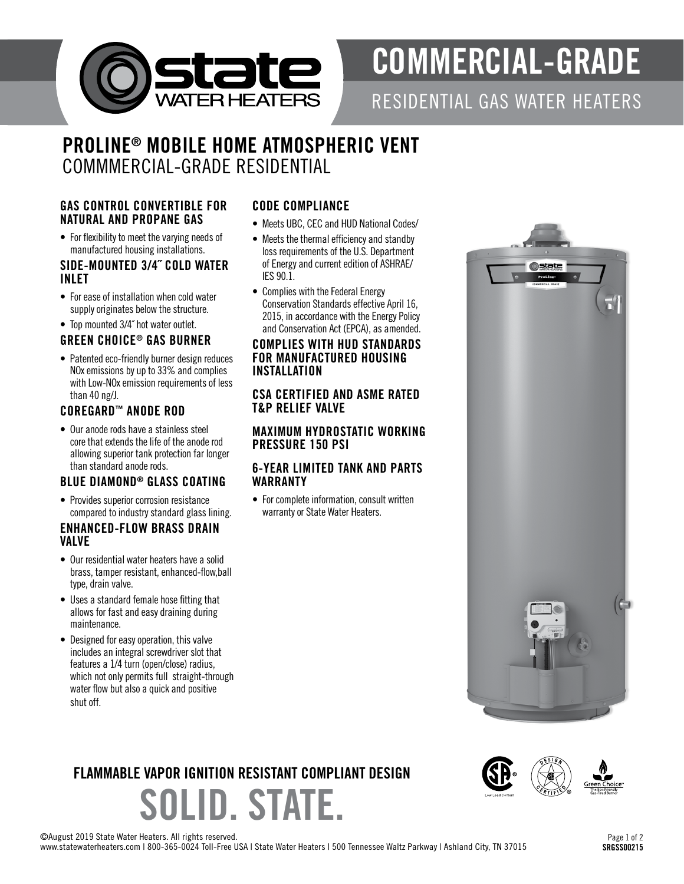# COMMERCIAL-GRADE

RESIDENTIAL GAS WATER HEATERS

## PROLINE® MOBILE HOME ATMOSPHERIC VENT
COMMMERCIAL-GRADE RESIDENTIAL

### GAS CONTROL CONVERTIBLE FOR NATURAL AND PROPANE GAS

- For flexibility to meet the varying needs of manufactured housing installations.

### SIDE-MOUNTED 3/4″ COLD WATER INLET

- For ease of installation when cold water supply originates below the structure.
- Top mounted 3/4″ hot water outlet.

### GREEN CHOICE® GAS BURNER

- Patented eco-friendly burner design reduces NOx emissions by up to 33% and complies with Low-NOx emission requirements of less than 40 ng/J.

### COREGARD™ ANODE ROD

- Our anode rods have a stainless steel core that extends the life of the anode rod allowing superior tank protection far longer than standard anode rods.

### BLUE DIAMOND® GLASS COATING

- Provides superior corrosion resistance compared to industry standard glass lining.

### ENHANCED-FLOW BRASS DRAIN VALVE

- Our residential water heaters have a solid brass, tamper resistant, enhanced-flow,ball type, drain valve.
- Uses a standard female hose fitting that allows for fast and easy draining during maintenance.
- Designed for easy operation, this valve includes an integral screwdriver slot that features a 1/4 turn (open/close) radius, which not only permits full straight-through water flow but also a quick and positive shut off.

### CODE COMPLIANCE

- Meets UBC, CEC and HUD National Codes/
- Meets the thermal efficiency and standby loss requirements of the U.S. Department of Energy and current edition of ASHRAE/ IES 90.1.
- Complies with the Federal Energy Conservation Standards effective April 16, 2015, in accordance with the Energy Policy and Conservation Act (EPCA), as amended.

### COMPLIES WITH HUD STANDARDS FOR MANUFACTURED HOUSING INSTALLATION

### CSA CERTIFIED AND ASME RATED T&P RELIEF VALVE

### MAXIMUM HYDROSTATIC WORKING PRESSURE 150 PSI

### 6-YEAR LIMITED TANK AND PARTS WARRANTY

- For complete information, consult written warranty or State Water Heaters.

## FLAMMABLE VAPOR IGNITION RESISTANT COMPLIANT DESIGN

# SOLID. STATE.

©August 2019 State Water Heaters. All rights reserved.
www.statewaterheaters.com | 800-365-0024 Toll-Free USA | State Water Heaters | 500 Tennessee Waltz Parkway | Ashland City, TN 37015

SRGSS00215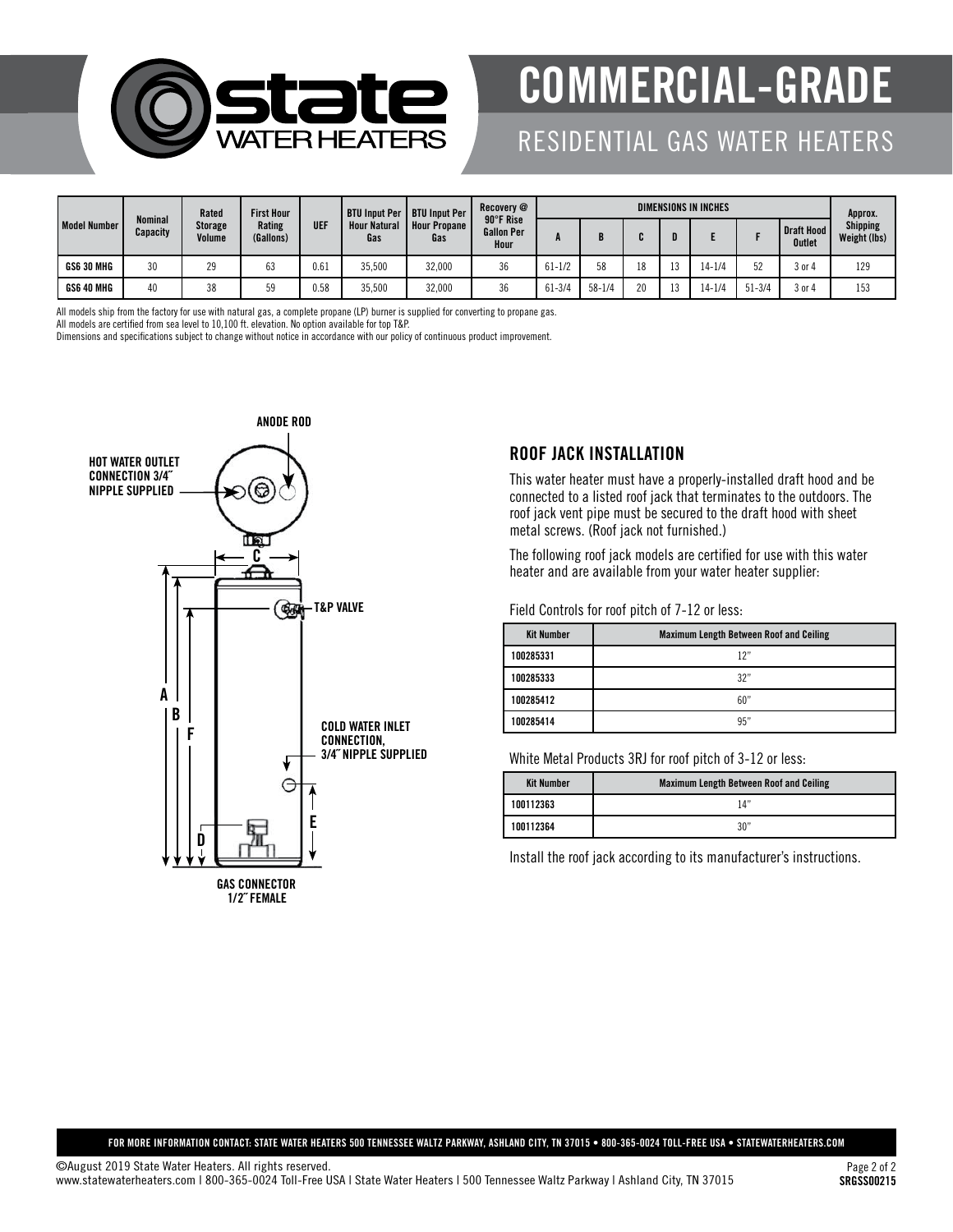# COMMERCIAL-GRADE

## RESIDENTIAL GAS WATER HEATERS

| Model Number | Nominal Capacity | Rated Storage Volume | First Hour Rating (Gallons) | UEF | BTU Input Per Hour Natural Gas | BTU Input Per Hour Propane Gas | Recovery @ 90°F Rise Gallon Per Hour | DIMENSIONS IN INCHES | | | | | | | Approx. Shipping Weight (lbs) |
|---|---|---|---|---|---|---|---|---|---|---|---|---|---|---|---|
| | | | | | | | | A | B | C | D | E | F | Draft Hood Outlet | |
| GS6 30 MHG | 30 | 29 | 63 | 0.61 | 35,500 | 32,000 | 36 | 61-1/2 | 58 | 18 | 13 | 14-1/4 | 52 | 3 or 4 | 129 |
| GS6 40 MHG | 40 | 38 | 59 | 0.58 | 35,500 | 32,000 | 36 | 61-3/4 | 58-1/4 | 20 | 13 | 14-1/4 | 51-3/4 | 3 or 4 | 153 |

All models ship from the factory for use with natural gas, a complete propane (LP) burner is supplied for converting to propane gas.
All models are certified from sea level to 10,100 ft. elevation. No option available for top T&P.
Dimensions and specifications subject to change without notice in accordance with our policy of continuous product improvement.

ANODE ROD
HOT WATER OUTLET CONNECTION 3/4˝ NIPPLE SUPPLIED
C
T&P VALVE
A
B
F
COLD WATER INLET CONNECTION, 3/4˝ NIPPLE SUPPLIED
E
D
GAS CONNECTOR 1/2˝ FEMALE

## ROOF JACK INSTALLATION

This water heater must have a properly-installed draft hood and be connected to a listed roof jack that terminates to the outdoors. The roof jack vent pipe must be secured to the draft hood with sheet metal screws. (Roof jack not furnished.)

The following roof jack models are certified for use with this water heater and are available from your water heater supplier:

Field Controls for roof pitch of 7-12 or less:

| Kit Number | Maximum Length Between Roof and Ceiling |
|---|---|
| 100285331 | 12" |
| 100285333 | 32" |
| 100285412 | 60" |
| 100285414 | 95" |

White Metal Products 3RJ for roof pitch of 3-12 or less:

| Kit Number | Maximum Length Between Roof and Ceiling |
|---|---|
| 100112363 | 14" |
| 100112364 | 30" |

Install the roof jack according to its manufacturer's instructions.

FOR MORE INFORMATION CONTACT: STATE WATER HEATERS 500 TENNESSEE WALTZ PARKWAY, ASHLAND CITY, TN 37015 • 800-365-0024 TOLL-FREE USA • STATEWATERHEATERS.COM

©August 2019 State Water Heaters. All rights reserved.
www.statewaterheaters.com | 800-365-0024 Toll-Free USA | State Water Heaters | 500 Tennessee Waltz Parkway | Ashland City, TN 37015

SRGSS00215